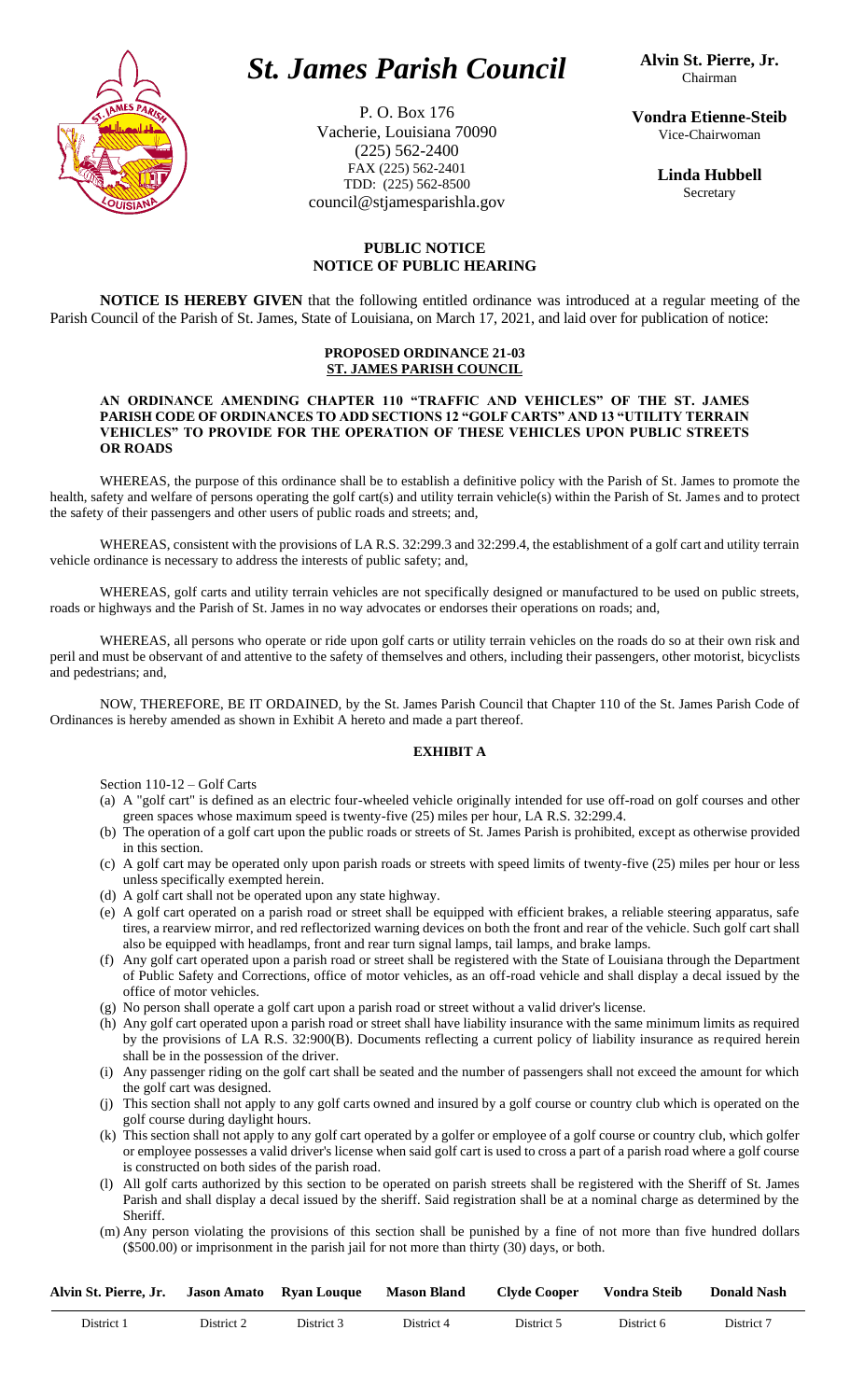# *St. James Parish Council*

P. O. Box 176
Vacherie, Louisiana 70090
(225) 562-2400
FAX (225) 562-2401
TDD: (225) 562-8500
council@stjamesparishla.gov

**Alvin St. Pierre, Jr.**
Chairman

**Vondra Etienne-Steib**
Vice-Chairwoman

**Linda Hubbell**
Secretary

## PUBLIC NOTICE
## NOTICE OF PUBLIC HEARING

**NOTICE IS HEREBY GIVEN** that the following entitled ordinance was introduced at a regular meeting of the Parish Council of the Parish of St. James, State of Louisiana, on March 17, 2021, and laid over for publication of notice:

### PROPOSED ORDINANCE 21-03
### ST. JAMES PARISH COUNCIL

**AN ORDINANCE AMENDING CHAPTER 110 "TRAFFIC AND VEHICLES" OF THE ST. JAMES PARISH CODE OF ORDINANCES TO ADD SECTIONS 12 "GOLF CARTS" AND 13 "UTILITY TERRAIN VEHICLES" TO PROVIDE FOR THE OPERATION OF THESE VEHICLES UPON PUBLIC STREETS OR ROADS**

WHEREAS, the purpose of this ordinance shall be to establish a definitive policy with the Parish of St. James to promote the health, safety and welfare of persons operating the golf cart(s) and utility terrain vehicle(s) within the Parish of St. James and to protect the safety of their passengers and other users of public roads and streets; and,

WHEREAS, consistent with the provisions of LA R.S. 32:299.3 and 32:299.4, the establishment of a golf cart and utility terrain vehicle ordinance is necessary to address the interests of public safety; and,

WHEREAS, golf carts and utility terrain vehicles are not specifically designed or manufactured to be used on public streets, roads or highways and the Parish of St. James in no way advocates or endorses their operations on roads; and,

WHEREAS, all persons who operate or ride upon golf carts or utility terrain vehicles on the roads do so at their own risk and peril and must be observant of and attentive to the safety of themselves and others, including their passengers, other motorist, bicyclists and pedestrians; and,

NOW, THEREFORE, BE IT ORDAINED, by the St. James Parish Council that Chapter 110 of the St. James Parish Code of Ordinances is hereby amended as shown in Exhibit A hereto and made a part thereof.

### EXHIBIT A

Section 110-12 – Golf Carts

(a) A "golf cart" is defined as an electric four-wheeled vehicle originally intended for use off-road on golf courses and other green spaces whose maximum speed is twenty-five (25) miles per hour, LA R.S. 32:299.4.

(b) The operation of a golf cart upon the public roads or streets of St. James Parish is prohibited, except as otherwise provided in this section.

(c) A golf cart may be operated only upon parish roads or streets with speed limits of twenty-five (25) miles per hour or less unless specifically exempted herein.

(d) A golf cart shall not be operated upon any state highway.

(e) A golf cart operated on a parish road or street shall be equipped with efficient brakes, a reliable steering apparatus, safe tires, a rearview mirror, and red reflectorized warning devices on both the front and rear of the vehicle. Such golf cart shall also be equipped with headlamps, front and rear turn signal lamps, tail lamps, and brake lamps.

(f) Any golf cart operated upon a parish road or street shall be registered with the State of Louisiana through the Department of Public Safety and Corrections, office of motor vehicles, as an off-road vehicle and shall display a decal issued by the office of motor vehicles.

(g) No person shall operate a golf cart upon a parish road or street without a valid driver's license.

(h) Any golf cart operated upon a parish road or street shall have liability insurance with the same minimum limits as required by the provisions of LA R.S. 32:900(B). Documents reflecting a current policy of liability insurance as required herein shall be in the possession of the driver.

(i) Any passenger riding on the golf cart shall be seated and the number of passengers shall not exceed the amount for which the golf cart was designed.

(j) This section shall not apply to any golf carts owned and insured by a golf course or country club which is operated on the golf course during daylight hours.

(k) This section shall not apply to any golf cart operated by a golfer or employee of a golf course or country club, which golfer or employee possesses a valid driver's license when said golf cart is used to cross a part of a parish road where a golf course is constructed on both sides of the parish road.

(l) All golf carts authorized by this section to be operated on parish streets shall be registered with the Sheriff of St. James Parish and shall display a decal issued by the sheriff. Said registration shall be at a nominal charge as determined by the Sheriff.

(m) Any person violating the provisions of this section shall be punished by a fine of not more than five hundred dollars ($500.00) or imprisonment in the parish jail for not more than thirty (30) days, or both.

| Alvin St. Pierre, Jr. | Jason Amato | Ryan Louque | Mason Bland | Clyde Cooper | Vondra Steib | Donald Nash |
|---|---|---|---|---|---|---|
| District 1 | District 2 | District 3 | District 4 | District 5 | District 6 | District 7 |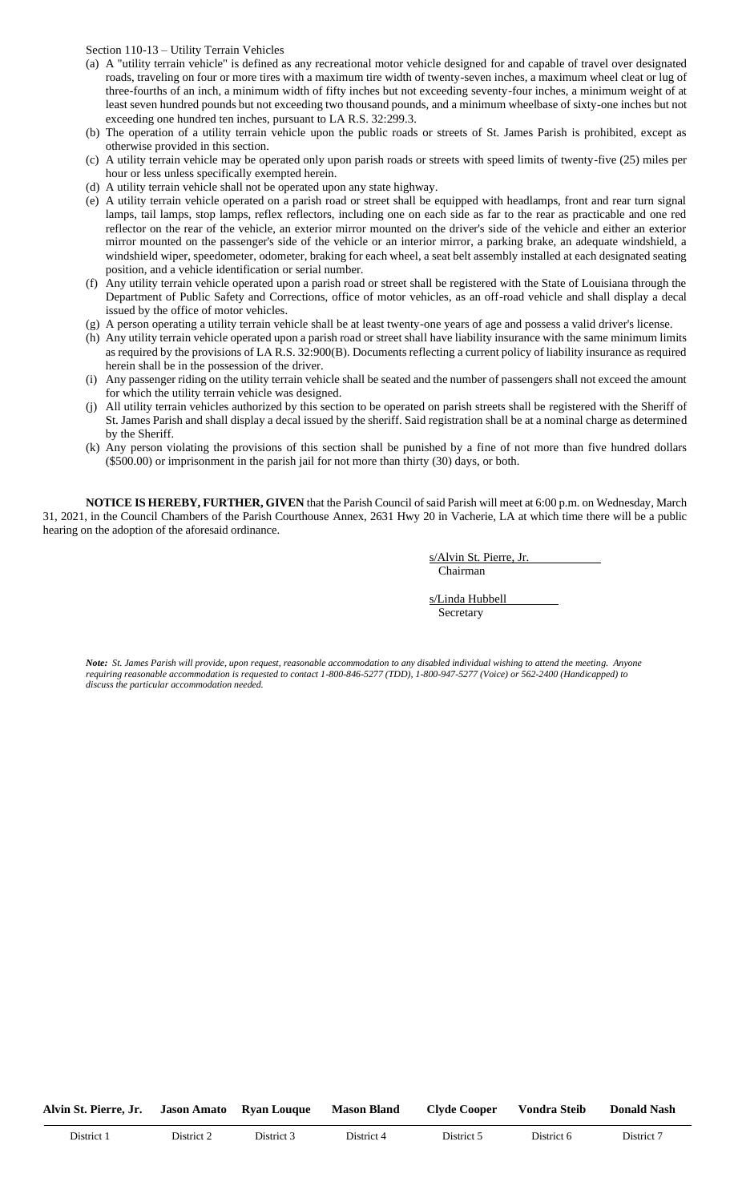Section 110-13 – Utility Terrain Vehicles

(a) A "utility terrain vehicle" is defined as any recreational motor vehicle designed for and capable of travel over designated roads, traveling on four or more tires with a maximum tire width of twenty-seven inches, a maximum wheel cleat or lug of three-fourths of an inch, a minimum width of fifty inches but not exceeding seventy-four inches, a minimum weight of at least seven hundred pounds but not exceeding two thousand pounds, and a minimum wheelbase of sixty-one inches but not exceeding one hundred ten inches, pursuant to LA R.S. 32:299.3.

(b) The operation of a utility terrain vehicle upon the public roads or streets of St. James Parish is prohibited, except as otherwise provided in this section.

(c) A utility terrain vehicle may be operated only upon parish roads or streets with speed limits of twenty-five (25) miles per hour or less unless specifically exempted herein.

(d) A utility terrain vehicle shall not be operated upon any state highway.

(e) A utility terrain vehicle operated on a parish road or street shall be equipped with headlamps, front and rear turn signal lamps, tail lamps, stop lamps, reflex reflectors, including one on each side as far to the rear as practicable and one red reflector on the rear of the vehicle, an exterior mirror mounted on the driver's side of the vehicle and either an exterior mirror mounted on the passenger's side of the vehicle or an interior mirror, a parking brake, an adequate windshield, a windshield wiper, speedometer, odometer, braking for each wheel, a seat belt assembly installed at each designated seating position, and a vehicle identification or serial number.

(f) Any utility terrain vehicle operated upon a parish road or street shall be registered with the State of Louisiana through the Department of Public Safety and Corrections, office of motor vehicles, as an off-road vehicle and shall display a decal issued by the office of motor vehicles.

(g) A person operating a utility terrain vehicle shall be at least twenty-one years of age and possess a valid driver's license.

(h) Any utility terrain vehicle operated upon a parish road or street shall have liability insurance with the same minimum limits as required by the provisions of LA R.S. 32:900(B). Documents reflecting a current policy of liability insurance as required herein shall be in the possession of the driver.

(i) Any passenger riding on the utility terrain vehicle shall be seated and the number of passengers shall not exceed the amount for which the utility terrain vehicle was designed.

(j) All utility terrain vehicles authorized by this section to be operated on parish streets shall be registered with the Sheriff of St. James Parish and shall display a decal issued by the sheriff. Said registration shall be at a nominal charge as determined by the Sheriff.

(k) Any person violating the provisions of this section shall be punished by a fine of not more than five hundred dollars ($500.00) or imprisonment in the parish jail for not more than thirty (30) days, or both.

**NOTICE IS HEREBY, FURTHER, GIVEN** that the Parish Council of said Parish will meet at 6:00 p.m. on Wednesday, March 31, 2021, in the Council Chambers of the Parish Courthouse Annex, 2631 Hwy 20 in Vacherie, LA at which time there will be a public hearing on the adoption of the aforesaid ordinance.

s/Alvin St. Pierre, Jr.
Chairman

s/Linda Hubbell
Secretary

***Note:*** *St. James Parish will provide, upon request, reasonable accommodation to any disabled individual wishing to attend the meeting. Anyone requiring reasonable accommodation is requested to contact 1-800-846-5277 (TDD), 1-800-947-5277 (Voice) or 562-2400 (Handicapped) to discuss the particular accommodation needed.*

| Alvin St. Pierre, Jr. | Jason Amato | Ryan Louque | Mason Bland | Clyde Cooper | Vondra Steib | Donald Nash |
|---|---|---|---|---|---|---|
| District 1 | District 2 | District 3 | District 4 | District 5 | District 6 | District 7 |